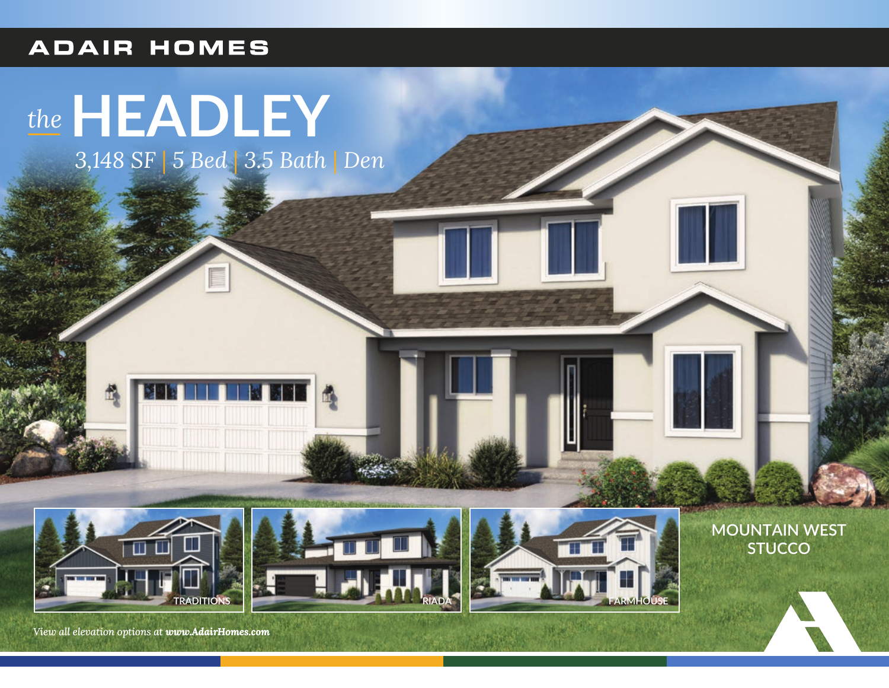ADAIR HOMES

# *the* HEADLEY

*3,148 SF | 5 Bed | 3.5 Bath | Den*

TRADITIONS

RIADA

FARMHOUSE

MOUNTAIN WEST STUCCO

*View all elevation options at **www.AdairHomes.com***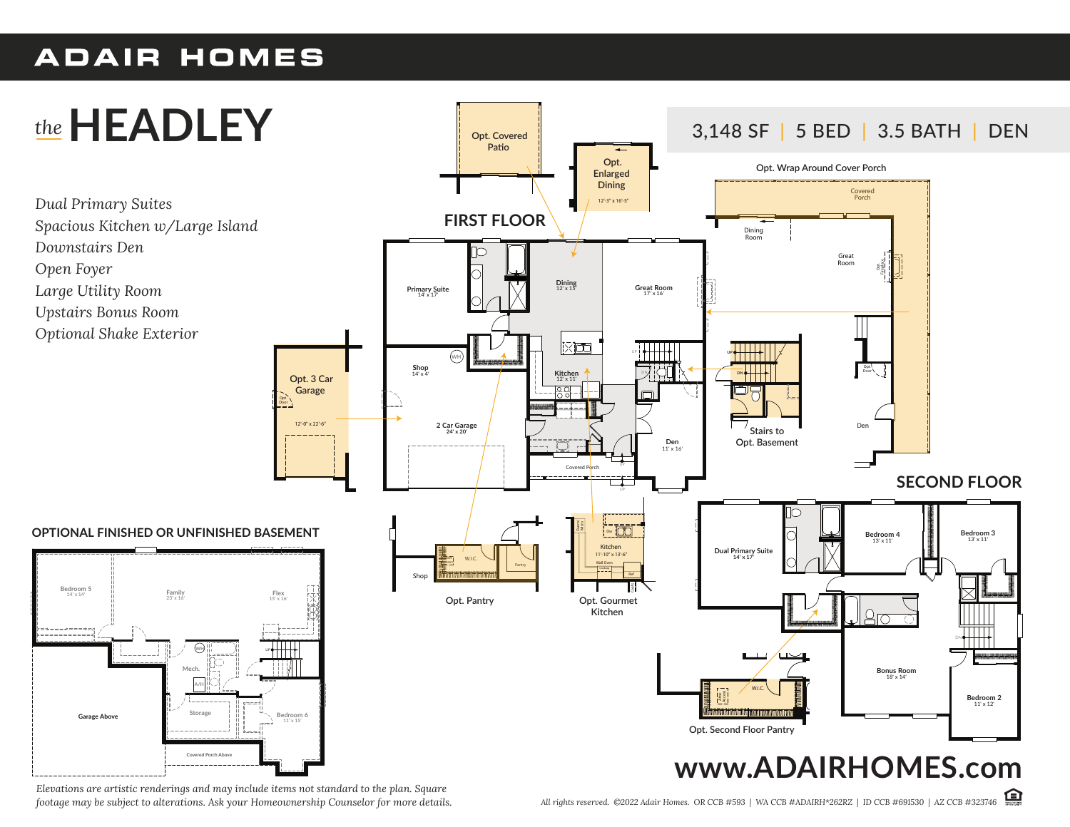# ADAIR HOMES

# the HEADLEY

3,148 SF | 5 BED | 3.5 BATH | DEN

*Dual Primary Suites*
*Spacious Kitchen w/Large Island*
*Downstairs Den*
*Open Foyer*
*Large Utility Room*
*Upstairs Bonus Room*
*Optional Shake Exterior*

## FIRST FLOOR

Opt. Covered Patio

Opt. Enlarged Dining
12'-3" x 16'-5"

Primary Suite
14' x 17'

Dining
12' x 15'

Great Room
17' x 16'

Shop
14' x 4'

Kitchen
12' x 11'

2 Car Garage
24' x 20'

Den
11' x 16'

Covered Porch

Opt. 3 Car Garage
12'-0" x 22'-6"

Opt. Wrap Around Cover Porch

Covered Porch

Dining Room

Great Room

Opt. Fireplace

Opt. Door

Den

Stairs to Opt. Basement

Opt. Pantry

W.I.C.

Pantry

Shop

Opt. Gourmet Kitchen

Kitchen
11'-10" x 13'-6"

Wall Oven

Ref

## SECOND FLOOR

Dual Primary Suite
14' x 17'

Bedroom 4
13' x 11'

Bedroom 3
13' x 11'

Bonus Room
18' x 14'

Bedroom 2
11' x 12'

Opt. Second Floor Pantry

W.I.C.

## OPTIONAL FINISHED OR UNFINISHED BASEMENT

Bedroom 5
14' x 14'

Family
23' x 16'

Flex
15' x 16'

Mech.

A/H

Storage

Bedroom 6
11' x 15'

Garage Above

Covered Porch Above

www.ADAIRHOMES.com

*Elevations are artistic renderings and may include items not standard to the plan. Square footage may be subject to alterations. Ask your Homeownership Counselor for more details.*

*All rights reserved. ©2022 Adair Homes.* OR CCB #593 | WA CCB #ADAIRH*262RZ | ID CCB #691530 | AZ CCB #323746